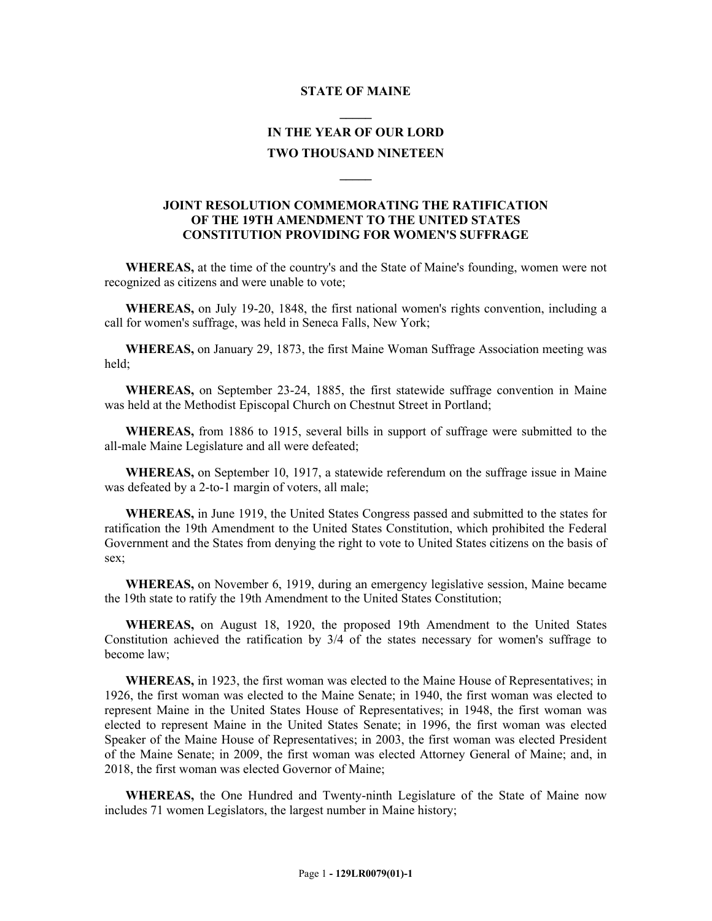**STATE OF MAINE**

**IN THE YEAR OF OUR LORD**

**TWO THOUSAND NINETEEN**

**JOINT RESOLUTION COMMEMORATING THE RATIFICATION OF THE 19TH AMENDMENT TO THE UNITED STATES CONSTITUTION PROVIDING FOR WOMEN'S SUFFRAGE**

**WHEREAS,** at the time of the country's and the State of Maine's founding, women were not recognized as citizens and were unable to vote;

**WHEREAS,** on July 19-20, 1848, the first national women's rights convention, including a call for women's suffrage, was held in Seneca Falls, New York;

**WHEREAS,** on January 29, 1873, the first Maine Woman Suffrage Association meeting was held;

**WHEREAS,** on September 23-24, 1885, the first statewide suffrage convention in Maine was held at the Methodist Episcopal Church on Chestnut Street in Portland;

**WHEREAS,** from 1886 to 1915, several bills in support of suffrage were submitted to the all-male Maine Legislature and all were defeated;

**WHEREAS,** on September 10, 1917, a statewide referendum on the suffrage issue in Maine was defeated by a 2-to-1 margin of voters, all male;

**WHEREAS,** in June 1919, the United States Congress passed and submitted to the states for ratification the 19th Amendment to the United States Constitution, which prohibited the Federal Government and the States from denying the right to vote to United States citizens on the basis of sex;

**WHEREAS,** on November 6, 1919, during an emergency legislative session, Maine became the 19th state to ratify the 19th Amendment to the United States Constitution;

**WHEREAS,** on August 18, 1920, the proposed 19th Amendment to the United States Constitution achieved the ratification by 3/4 of the states necessary for women's suffrage to become law;

**WHEREAS,** in 1923, the first woman was elected to the Maine House of Representatives; in 1926, the first woman was elected to the Maine Senate; in 1940, the first woman was elected to represent Maine in the United States House of Representatives; in 1948, the first woman was elected to represent Maine in the United States Senate; in 1996, the first woman was elected Speaker of the Maine House of Representatives; in 2003, the first woman was elected President of the Maine Senate; in 2009, the first woman was elected Attorney General of Maine; and, in 2018, the first woman was elected Governor of Maine;

**WHEREAS,** the One Hundred and Twenty-ninth Legislature of the State of Maine now includes 71 women Legislators, the largest number in Maine history;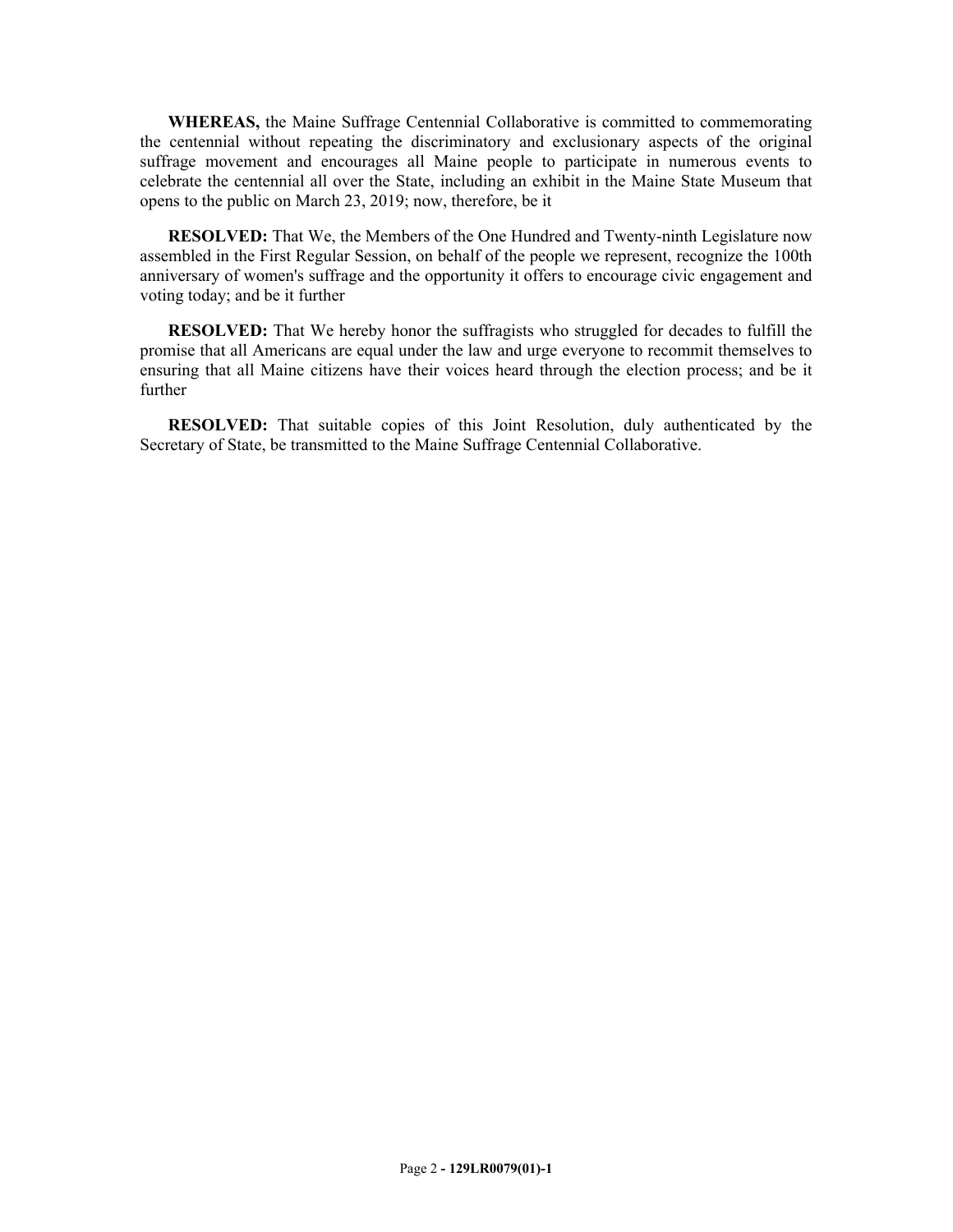**WHEREAS,** the Maine Suffrage Centennial Collaborative is committed to commemorating the centennial without repeating the discriminatory and exclusionary aspects of the original suffrage movement and encourages all Maine people to participate in numerous events to celebrate the centennial all over the State, including an exhibit in the Maine State Museum that opens to the public on March 23, 2019; now, therefore, be it

**RESOLVED:** That We, the Members of the One Hundred and Twenty-ninth Legislature now assembled in the First Regular Session, on behalf of the people we represent, recognize the 100th anniversary of women's suffrage and the opportunity it offers to encourage civic engagement and voting today; and be it further

**RESOLVED:** That We hereby honor the suffragists who struggled for decades to fulfill the promise that all Americans are equal under the law and urge everyone to recommit themselves to ensuring that all Maine citizens have their voices heard through the election process; and be it further

**RESOLVED:** That suitable copies of this Joint Resolution, duly authenticated by the Secretary of State, be transmitted to the Maine Suffrage Centennial Collaborative.